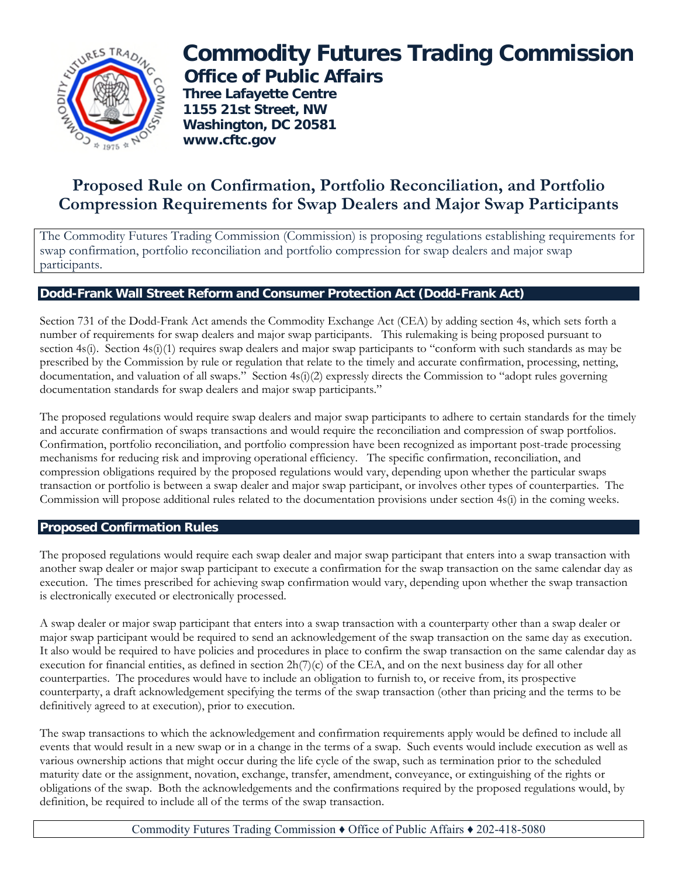# Commodity Futures Trading Commission

## Office of Public Affairs

**Three Lafayette Centre**
**1155 21st Street, NW**
**Washington, DC 20581**
**www.cftc.gov**

# Proposed Rule on Confirmation, Portfolio Reconciliation, and Portfolio Compression Requirements for Swap Dealers and Major Swap Participants

The Commodity Futures Trading Commission (Commission) is proposing regulations establishing requirements for swap confirmation, portfolio reconciliation and portfolio compression for swap dealers and major swap participants.

## Dodd-Frank Wall Street Reform and Consumer Protection Act (Dodd-Frank Act)

Section 731 of the Dodd-Frank Act amends the Commodity Exchange Act (CEA) by adding section 4s, which sets forth a number of requirements for swap dealers and major swap participants. This rulemaking is being proposed pursuant to section 4s(i). Section 4s(i)(1) requires swap dealers and major swap participants to "conform with such standards as may be prescribed by the Commission by rule or regulation that relate to the timely and accurate confirmation, processing, netting, documentation, and valuation of all swaps." Section 4s(i)(2) expressly directs the Commission to "adopt rules governing documentation standards for swap dealers and major swap participants."

The proposed regulations would require swap dealers and major swap participants to adhere to certain standards for the timely and accurate confirmation of swaps transactions and would require the reconciliation and compression of swap portfolios. Confirmation, portfolio reconciliation, and portfolio compression have been recognized as important post-trade processing mechanisms for reducing risk and improving operational efficiency. The specific confirmation, reconciliation, and compression obligations required by the proposed regulations would vary, depending upon whether the particular swaps transaction or portfolio is between a swap dealer and major swap participant, or involves other types of counterparties. The Commission will propose additional rules related to the documentation provisions under section 4s(i) in the coming weeks.

## Proposed Confirmation Rules

The proposed regulations would require each swap dealer and major swap participant that enters into a swap transaction with another swap dealer or major swap participant to execute a confirmation for the swap transaction on the same calendar day as execution. The times prescribed for achieving swap confirmation would vary, depending upon whether the swap transaction is electronically executed or electronically processed.

A swap dealer or major swap participant that enters into a swap transaction with a counterparty other than a swap dealer or major swap participant would be required to send an acknowledgement of the swap transaction on the same day as execution. It also would be required to have policies and procedures in place to confirm the swap transaction on the same calendar day as execution for financial entities, as defined in section 2h(7)(c) of the CEA, and on the next business day for all other counterparties. The procedures would have to include an obligation to furnish to, or receive from, its prospective counterparty, a draft acknowledgement specifying the terms of the swap transaction (other than pricing and the terms to be definitively agreed to at execution), prior to execution.

The swap transactions to which the acknowledgement and confirmation requirements apply would be defined to include all events that would result in a new swap or in a change in the terms of a swap. Such events would include execution as well as various ownership actions that might occur during the life cycle of the swap, such as termination prior to the scheduled maturity date or the assignment, novation, exchange, transfer, amendment, conveyance, or extinguishing of the rights or obligations of the swap. Both the acknowledgements and the confirmations required by the proposed regulations would, by definition, be required to include all of the terms of the swap transaction.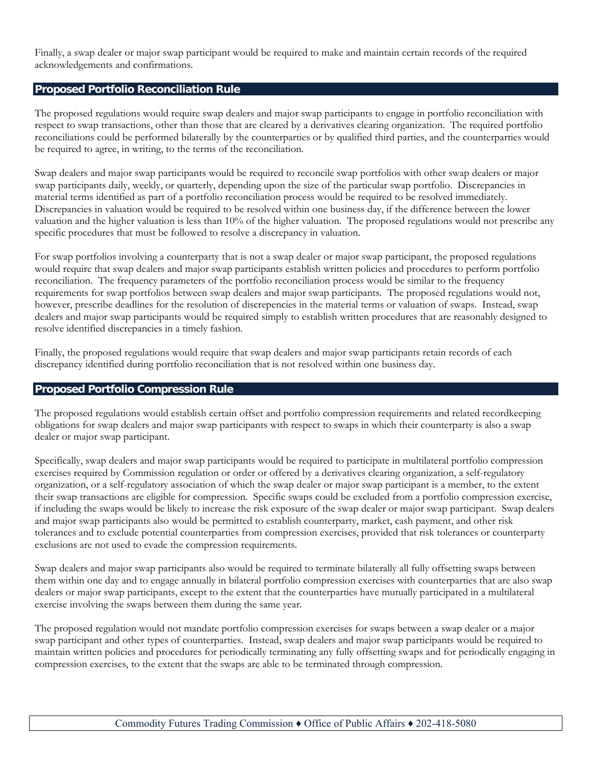Finally, a swap dealer or major swap participant would be required to make and maintain certain records of the required acknowledgements and confirmations.

## Proposed Portfolio Reconciliation Rule

The proposed regulations would require swap dealers and major swap participants to engage in portfolio reconciliation with respect to swap transactions, other than those that are cleared by a derivatives clearing organization. The required portfolio reconciliations could be performed bilaterally by the counterparties or by qualified third parties, and the counterparties would be required to agree, in writing, to the terms of the reconciliation.

Swap dealers and major swap participants would be required to reconcile swap portfolios with other swap dealers or major swap participants daily, weekly, or quarterly, depending upon the size of the particular swap portfolio. Discrepancies in material terms identified as part of a portfolio reconciliation process would be required to be resolved immediately. Discrepancies in valuation would be required to be resolved within one business day, if the difference between the lower valuation and the higher valuation is less than 10% of the higher valuation. The proposed regulations would not prescribe any specific procedures that must be followed to resolve a discrepancy in valuation.

For swap portfolios involving a counterparty that is not a swap dealer or major swap participant, the proposed regulations would require that swap dealers and major swap participants establish written policies and procedures to perform portfolio reconciliation. The frequency parameters of the portfolio reconciliation process would be similar to the frequency requirements for swap portfolios between swap dealers and major swap participants. The proposed regulations would not, however, prescribe deadlines for the resolution of discrepencies in the material terms or valuation of swaps. Instead, swap dealers and major swap participants would be required simply to establish written procedures that are reasonably designed to resolve identified discrepancies in a timely fashion.

Finally, the proposed regulations would require that swap dealers and major swap participants retain records of each discrepancy identified during portfolio reconciliation that is not resolved within one business day.

## Proposed Portfolio Compression Rule

The proposed regulations would establish certain offset and portfolio compression requirements and related recordkeeping obligations for swap dealers and major swap participants with respect to swaps in which their counterparty is also a swap dealer or major swap participant.

Specifically, swap dealers and major swap participants would be required to participate in multilateral portfolio compression exercises required by Commission regulation or order or offered by a derivatives clearing organization, a self-regulatory organization, or a self-regulatory association of which the swap dealer or major swap participant is a member, to the extent their swap transactions are eligible for compression. Specific swaps could be excluded from a portfolio compression exercise, if including the swaps would be likely to increase the risk exposure of the swap dealer or major swap participant. Swap dealers and major swap participants also would be permitted to establish counterparty, market, cash payment, and other risk tolerances and to exclude potential counterparties from compression exercises, provided that risk tolerances or counterparty exclusions are not used to evade the compression requirements.

Swap dealers and major swap participants also would be required to terminate bilaterally all fully offsetting swaps between them within one day and to engage annually in bilateral portfolio compression exercises with counterparties that are also swap dealers or major swap participants, except to the extent that the counterparties have mutually participated in a multilateral exercise involving the swaps between them during the same year.

The proposed regulation would not mandate portfolio compression exercises for swaps between a swap dealer or a major swap participant and other types of counterparties. Instead, swap dealers and major swap participants would be required to maintain written policies and procedures for periodically terminating any fully offsetting swaps and for periodically engaging in compression exercises, to the extent that the swaps are able to be terminated through compression.